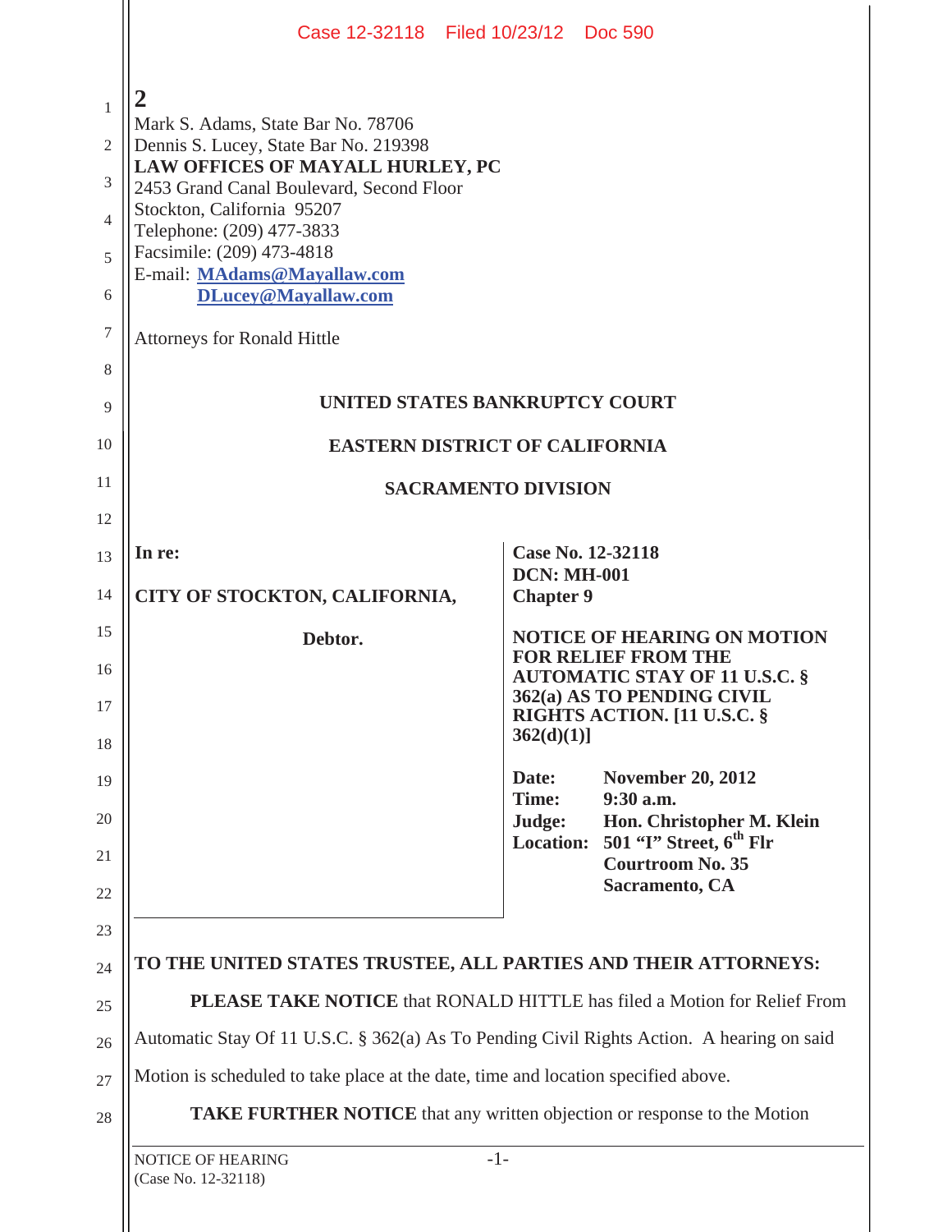2

Mark S. Adams, State Bar No. 78706
Dennis S. Lucey, State Bar No. 219398
**LAW OFFICES OF MAYALL HURLEY, PC**
2453 Grand Canal Boulevard, Second Floor
Stockton, California 95207
Telephone: (209) 477-3833
Facsimile: (209) 473-4818
E-mail: **MAdams@Mayallaw.com**
**DLucey@Mayallaw.com**

Attorneys for Ronald Hittle

**UNITED STATES BANKRUPTCY COURT**

**EASTERN DISTRICT OF CALIFORNIA**

**SACRAMENTO DIVISION**

**In re:**

**CITY OF STOCKTON, CALIFORNIA,**

**Debtor.**

**Case No. 12-32118**
**DCN: MH-001**
**Chapter 9**

**NOTICE OF HEARING ON MOTION FOR RELIEF FROM THE AUTOMATIC STAY OF 11 U.S.C. § 362(a) AS TO PENDING CIVIL RIGHTS ACTION. [11 U.S.C. § 362(d)(1)]**

**Date:** November 20, 2012
**Time:** 9:30 a.m.
**Judge:** Hon. Christopher M. Klein
**Location:** 501 "I" Street, 6th Flr
Courtroom No. 35
Sacramento, CA

**TO THE UNITED STATES TRUSTEE, ALL PARTIES AND THEIR ATTORNEYS:**

**PLEASE TAKE NOTICE** that RONALD HITTLE has filed a Motion for Relief From Automatic Stay Of 11 U.S.C. § 362(a) As To Pending Civil Rights Action. A hearing on said Motion is scheduled to take place at the date, time and location specified above.

**TAKE FURTHER NOTICE** that any written objection or response to the Motion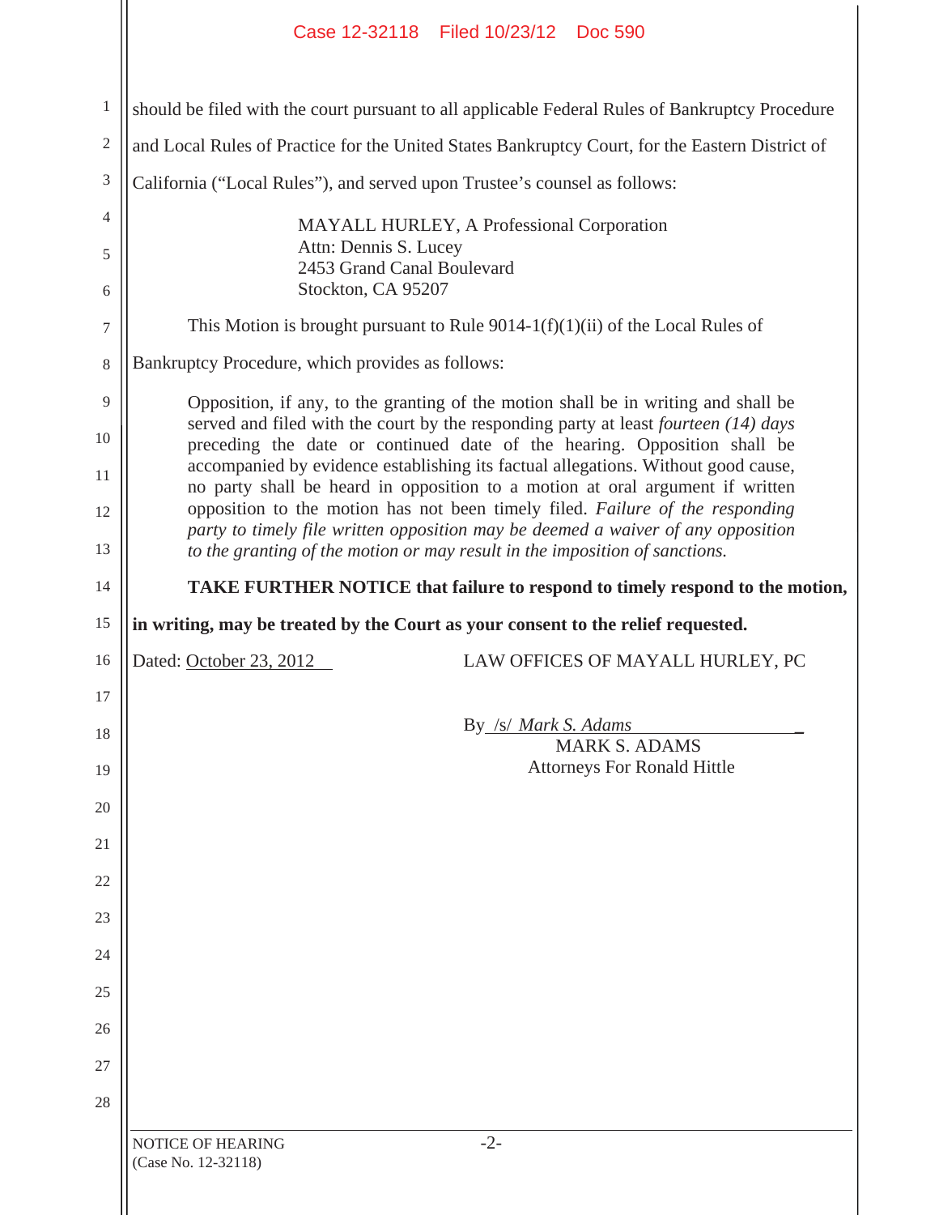should be filed with the court pursuant to all applicable Federal Rules of Bankruptcy Procedure and Local Rules of Practice for the United States Bankruptcy Court, for the Eastern District of California ("Local Rules"), and served upon Trustee's counsel as follows:

MAYALL HURLEY, A Professional Corporation
Attn: Dennis S. Lucey
2453 Grand Canal Boulevard
Stockton, CA 95207

This Motion is brought pursuant to Rule 9014-1(f)(1)(ii) of the Local Rules of Bankruptcy Procedure, which provides as follows:

> Opposition, if any, to the granting of the motion shall be in writing and shall be served and filed with the court by the responding party at least *fourteen (14) days* preceding the date or continued date of the hearing. Opposition shall be accompanied by evidence establishing its factual allegations. Without good cause, no party shall be heard in opposition to a motion at oral argument if written opposition to the motion has not been timely filed. *Failure of the responding party to timely file written opposition may be deemed a waiver of any opposition to the granting of the motion or may result in the imposition of sanctions.*

**TAKE FURTHER NOTICE that failure to respond to timely respond to the motion, in writing, may be treated by the Court as your consent to the relief requested.**

Dated: October 23, 2012

LAW OFFICES OF MAYALL HURLEY, PC

By /s/ *Mark S. Adams*
MARK S. ADAMS
Attorneys For Ronald Hittle

NOTICE OF HEARING
(Case No. 12-32118)